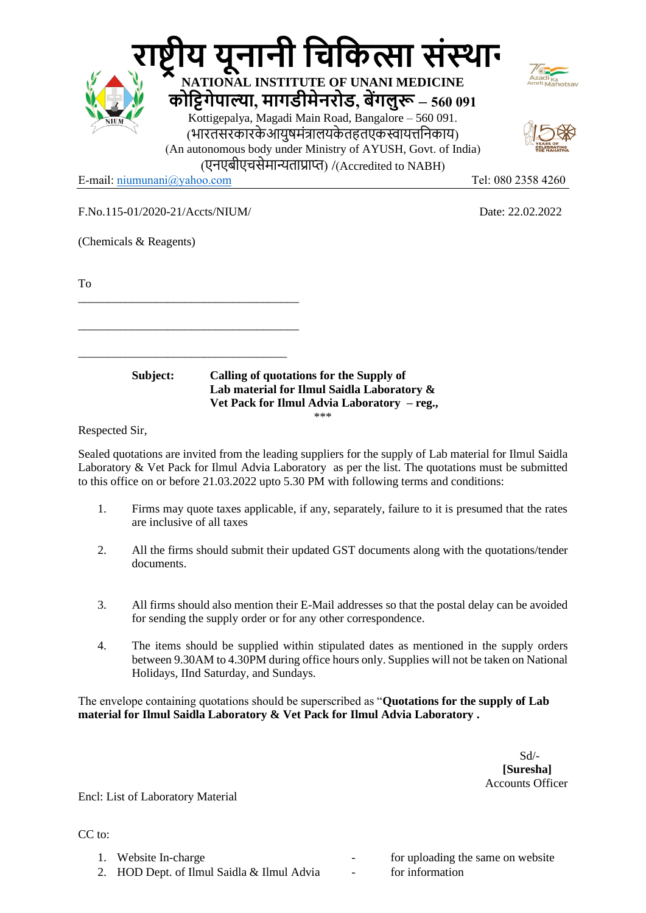# राष्ट्रीय यूनानी चिकित्सा संस्था

**NATIONAL INSTITUTE OF UNANI MEDICINE**

**कोट्टिगेपाल्या, मागडीमेनरोड, बेंगलुरू – 560 091**

Kottigepalya, Magadi Main Road, Bangalore – 560 091.

(भारतसरकारकेआयुषमंत्रालयकेतहतएकस्वायत्तनिकाय)

(An autonomous body under Ministry of AYUSH, Govt. of India)

(एनएबीएचसेमान्यताप्राप्त) /(Accredited to NABH)

E-mail: niumunani@yahoo.com | Tel: 080 2358 4260

F.No.115-01/2020-21/Accts/NIUM/ | Date: 22.02.2022

(Chemicals & Reagents)

To

\_\_\_\_\_\_\_\_\_\_\_\_\_\_\_\_\_\_\_\_\_\_\_\_\_\_\_\_\_\_\_\_\_\_\_\_\_\_

\_\_\_\_\_\_\_\_\_\_\_\_\_\_\_\_\_\_\_\_\_\_\_\_\_\_\_\_\_\_\_\_\_\_\_\_\_\_

\_\_\_\_\_\_\_\_\_\_\_\_\_\_\_\_\_\_\_\_\_\_\_\_\_\_\_\_\_\_\_\_\_\_\_\_

**Subject: Calling of quotations for the Supply of Lab material for Ilmul Saidla Laboratory & Vet Pack for Ilmul Advia Laboratory – reg.,**

\*\*\*

Respected Sir,

Sealed quotations are invited from the leading suppliers for the supply of Lab material for Ilmul Saidla Laboratory & Vet Pack for Ilmul Advia Laboratory as per the list. The quotations must be submitted to this office on or before 21.03.2022 upto 5.30 PM with following terms and conditions:

1. Firms may quote taxes applicable, if any, separately, failure to it is presumed that the rates are inclusive of all taxes
2. All the firms should submit their updated GST documents along with the quotations/tender documents.
3. All firms should also mention their E-Mail addresses so that the postal delay can be avoided for sending the supply order or for any other correspondence.
4. The items should be supplied within stipulated dates as mentioned in the supply orders between 9.30AM to 4.30PM during office hours only. Supplies will not be taken on National Holidays, IInd Saturday, and Sundays.

The envelope containing quotations should be superscribed as "**Quotations for the supply of Lab material for Ilmul Saidla Laboratory & Vet Pack for Ilmul Advia Laboratory .**

Sd/-
**[Suresha]**
Accounts Officer

Encl: List of Laboratory Material

CC to:

1. Website In-charge - for uploading the same on website
2. HOD Dept. of Ilmul Saidla & Ilmul Advia - for information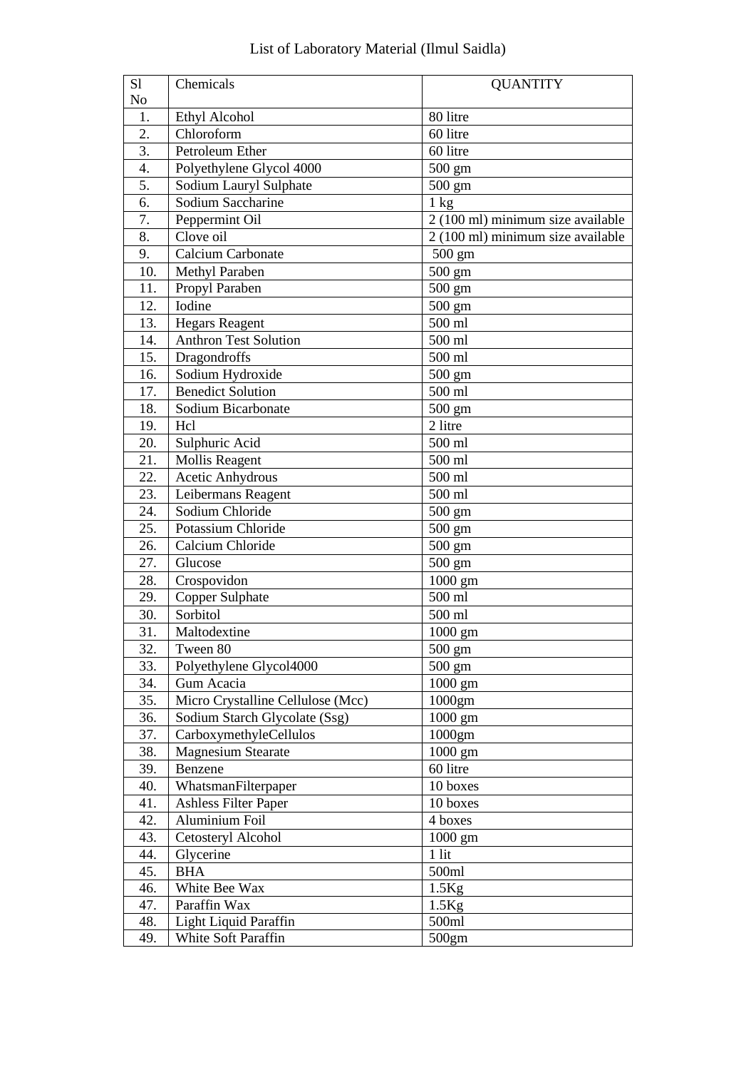List of Laboratory Material (Ilmul Saidla)

| Sl No | Chemicals | QUANTITY |
|---|---|---|
| 1. | Ethyl Alcohol | 80 litre |
| 2. | Chloroform | 60 litre |
| 3. | Petroleum Ether | 60 litre |
| 4. | Polyethylene Glycol 4000 | 500 gm |
| 5. | Sodium Lauryl Sulphate | 500 gm |
| 6. | Sodium Saccharine | 1 kg |
| 7. | Peppermint Oil | 2 (100 ml) minimum size available |
| 8. | Clove oil | 2 (100 ml) minimum size available |
| 9. | Calcium Carbonate | 500 gm |
| 10. | Methyl Paraben | 500 gm |
| 11. | Propyl Paraben | 500 gm |
| 12. | Iodine | 500 gm |
| 13. | Hegars Reagent | 500 ml |
| 14. | Anthron Test Solution | 500 ml |
| 15. | Dragondroffs | 500 ml |
| 16. | Sodium Hydroxide | 500 gm |
| 17. | Benedict Solution | 500 ml |
| 18. | Sodium Bicarbonate | 500 gm |
| 19. | Hcl | 2 litre |
| 20. | Sulphuric Acid | 500 ml |
| 21. | Mollis Reagent | 500 ml |
| 22. | Acetic Anhydrous | 500 ml |
| 23. | Leibermans Reagent | 500 ml |
| 24. | Sodium Chloride | 500 gm |
| 25. | Potassium Chloride | 500 gm |
| 26. | Calcium Chloride | 500 gm |
| 27. | Glucose | 500 gm |
| 28. | Crospovidon | 1000 gm |
| 29. | Copper Sulphate | 500 ml |
| 30. | Sorbitol | 500 ml |
| 31. | Maltodextine | 1000 gm |
| 32. | Tween 80 | 500 gm |
| 33. | Polyethylene Glycol4000 | 500 gm |
| 34. | Gum Acacia | 1000 gm |
| 35. | Micro Crystalline Cellulose (Mcc) | 1000gm |
| 36. | Sodium Starch Glycolate (Ssg) | 1000 gm |
| 37. | CarboxymethyleCellulos | 1000gm |
| 38. | Magnesium Stearate | 1000 gm |
| 39. | Benzene | 60 litre |
| 40. | WhatsmanFilterpaper | 10 boxes |
| 41. | Ashless Filter Paper | 10 boxes |
| 42. | Aluminium Foil | 4 boxes |
| 43. | Cetosteryl Alcohol | 1000 gm |
| 44. | Glycerine | 1 lit |
| 45. | BHA | 500ml |
| 46. | White Bee Wax | 1.5Kg |
| 47. | Paraffin Wax | 1.5Kg |
| 48. | Light Liquid Paraffin | 500ml |
| 49. | White Soft Paraffin | 500gm |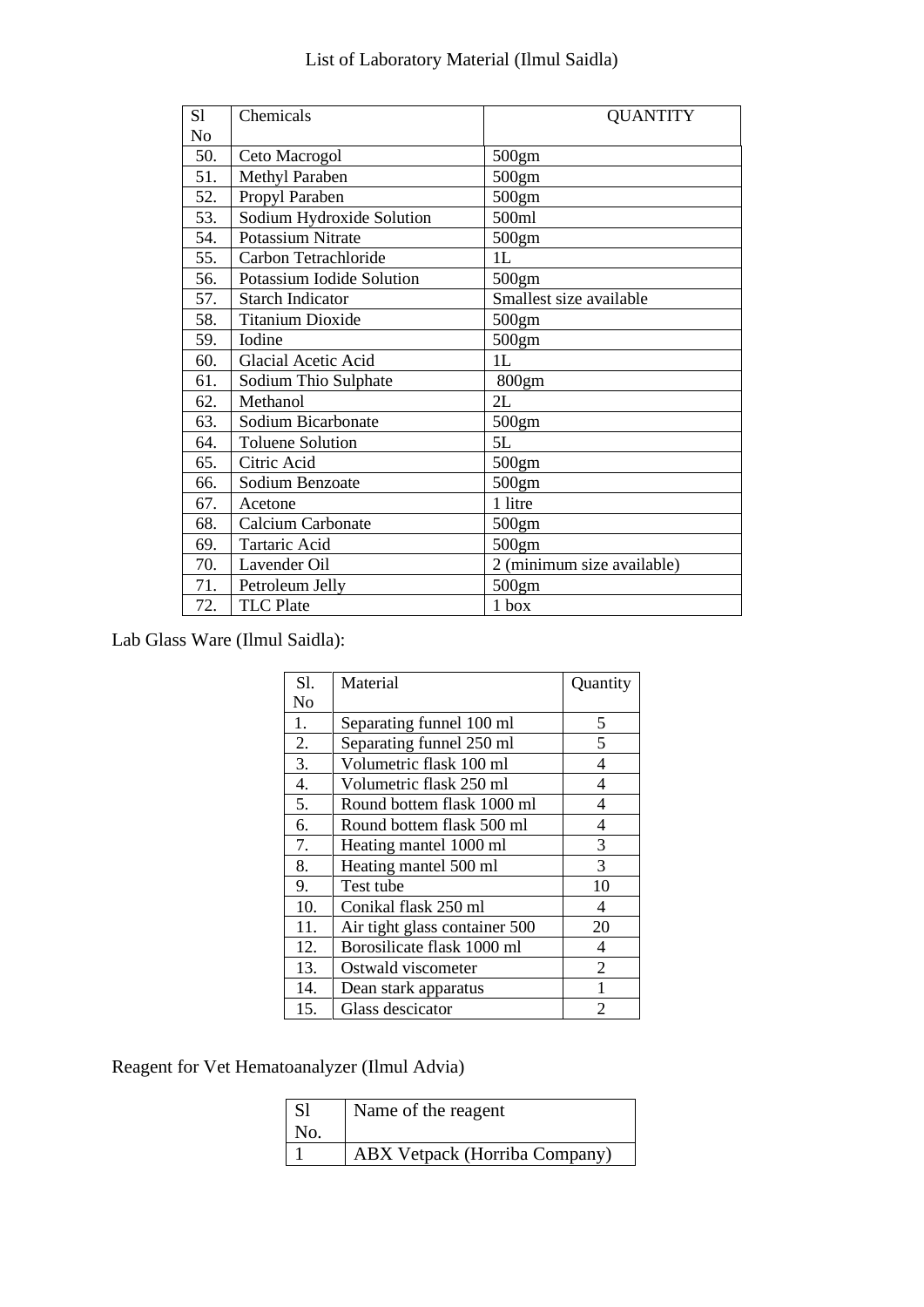List of Laboratory Material (Ilmul Saidla)

| Sl No | Chemicals | QUANTITY |
|---|---|---|
| 50. | Ceto Macrogol | 500gm |
| 51. | Methyl Paraben | 500gm |
| 52. | Propyl Paraben | 500gm |
| 53. | Sodium Hydroxide Solution | 500ml |
| 54. | Potassium Nitrate | 500gm |
| 55. | Carbon Tetrachloride | 1L |
| 56. | Potassium Iodide Solution | 500gm |
| 57. | Starch Indicator | Smallest size available |
| 58. | Titanium Dioxide | 500gm |
| 59. | Iodine | 500gm |
| 60. | Glacial Acetic Acid | 1L |
| 61. | Sodium Thio Sulphate | 800gm |
| 62. | Methanol | 2L |
| 63. | Sodium Bicarbonate | 500gm |
| 64. | Toluene Solution | 5L |
| 65. | Citric Acid | 500gm |
| 66. | Sodium Benzoate | 500gm |
| 67. | Acetone | 1 litre |
| 68. | Calcium Carbonate | 500gm |
| 69. | Tartaric Acid | 500gm |
| 70. | Lavender Oil | 2 (minimum size available) |
| 71. | Petroleum Jelly | 500gm |
| 72. | TLC Plate | 1 box |

Lab Glass Ware (Ilmul Saidla):

| Sl. No | Material | Quantity |
|---|---|---|
| 1. | Separating funnel 100 ml | 5 |
| 2. | Separating funnel 250 ml | 5 |
| 3. | Volumetric flask 100 ml | 4 |
| 4. | Volumetric flask 250 ml | 4 |
| 5. | Round bottem flask 1000 ml | 4 |
| 6. | Round bottem flask 500 ml | 4 |
| 7. | Heating mantel 1000 ml | 3 |
| 8. | Heating mantel 500 ml | 3 |
| 9. | Test tube | 10 |
| 10. | Conikal flask 250 ml | 4 |
| 11. | Air tight glass container 500 | 20 |
| 12. | Borosilicate flask 1000 ml | 4 |
| 13. | Ostwald viscometer | 2 |
| 14. | Dean stark apparatus | 1 |
| 15. | Glass descicator | 2 |

Reagent for Vet Hematoanalyzer (Ilmul Advia)

| Sl No. | Name of the reagent |
|---|---|
| 1 | ABX Vetpack (Horriba Company) |